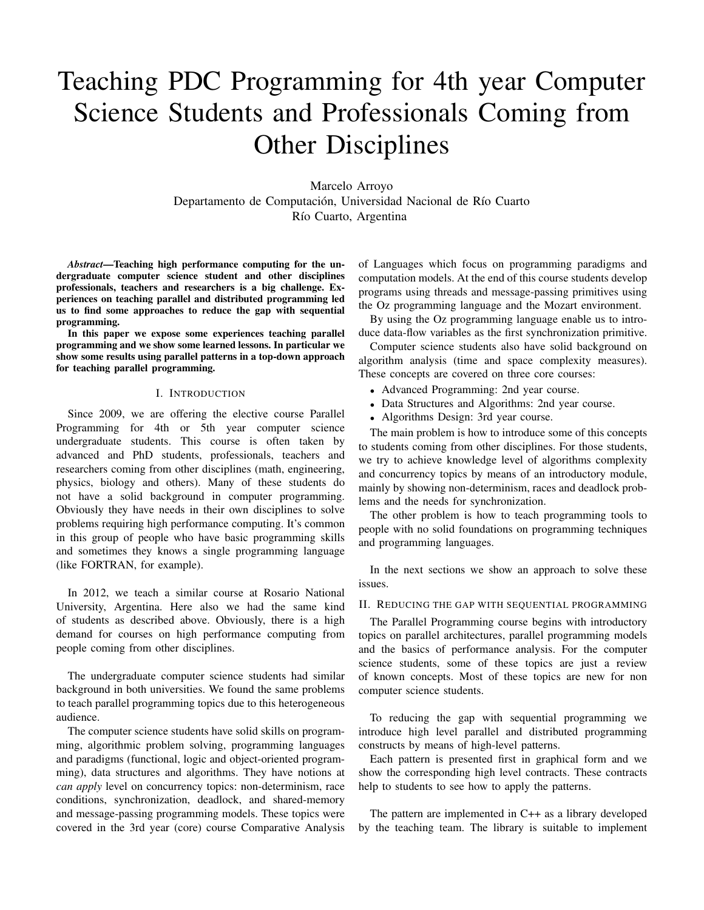# Teaching PDC Programming for 4th year Computer Science Students and Professionals Coming from Other Disciplines

Marcelo Arroyo
Departamento de Computación, Universidad Nacional de Río Cuarto
Río Cuarto, Argentina

***Abstract*—Teaching high performance computing for the undergraduate computer science student and other disciplines professionals, teachers and researchers is a big challenge. Experiences on teaching parallel and distributed programming led us to find some approaches to reduce the gap with sequential programming.**

**In this paper we expose some experiences teaching parallel programming and we show some learned lessons. In particular we show some results using parallel patterns in a top-down approach for teaching parallel programming.**

## I. Introduction

Since 2009, we are offering the elective course Parallel Programming for 4th or 5th year computer science undergraduate students. This course is often taken by advanced and PhD students, professionals, teachers and researchers coming from other disciplines (math, engineering, physics, biology and others). Many of these students do not have a solid background in computer programming. Obviously they have needs in their own disciplines to solve problems requiring high performance computing. It's common in this group of people who have basic programming skills and sometimes they knows a single programming language (like FORTRAN, for example).

In 2012, we teach a similar course at Rosario National University, Argentina. Here also we had the same kind of students as described above. Obviously, there is a high demand for courses on high performance computing from people coming from other disciplines.

The undergraduate computer science students had similar background in both universities. We found the same problems to teach parallel programming topics due to this heterogeneous audience.

The computer science students have solid skills on programming, algorithmic problem solving, programming languages and paradigms (functional, logic and object-oriented programming), data structures and algorithms. They have notions at *can apply* level on concurrency topics: non-determinism, race conditions, synchronization, deadlock, and shared-memory and message-passing programming models. These topics were covered in the 3rd year (core) course Comparative Analysis of Languages which focus on programming paradigms and computation models. At the end of this course students develop programs using threads and message-passing primitives using the Oz programming language and the Mozart environment.

By using the Oz programming language enable us to introduce data-flow variables as the first synchronization primitive.

Computer science students also have solid background on algorithm analysis (time and space complexity measures). These concepts are covered on three core courses:

- Advanced Programming: 2nd year course.
- Data Structures and Algorithms: 2nd year course.
- Algorithms Design: 3rd year course.

The main problem is how to introduce some of this concepts to students coming from other disciplines. For those students, we try to achieve knowledge level of algorithms complexity and concurrency topics by means of an introductory module, mainly by showing non-determinism, races and deadlock problems and the needs for synchronization.

The other problem is how to teach programming tools to people with no solid foundations on programming techniques and programming languages.

In the next sections we show an approach to solve these issues.

## II. Reducing the gap with sequential programming

The Parallel Programming course begins with introductory topics on parallel architectures, parallel programming models and the basics of performance analysis. For the computer science students, some of these topics are just a review of known concepts. Most of these topics are new for non computer science students.

To reducing the gap with sequential programming we introduce high level parallel and distributed programming constructs by means of high-level patterns.

Each pattern is presented first in graphical form and we show the corresponding high level contracts. These contracts help to students to see how to apply the patterns.

The pattern are implemented in C++ as a library developed by the teaching team. The library is suitable to implement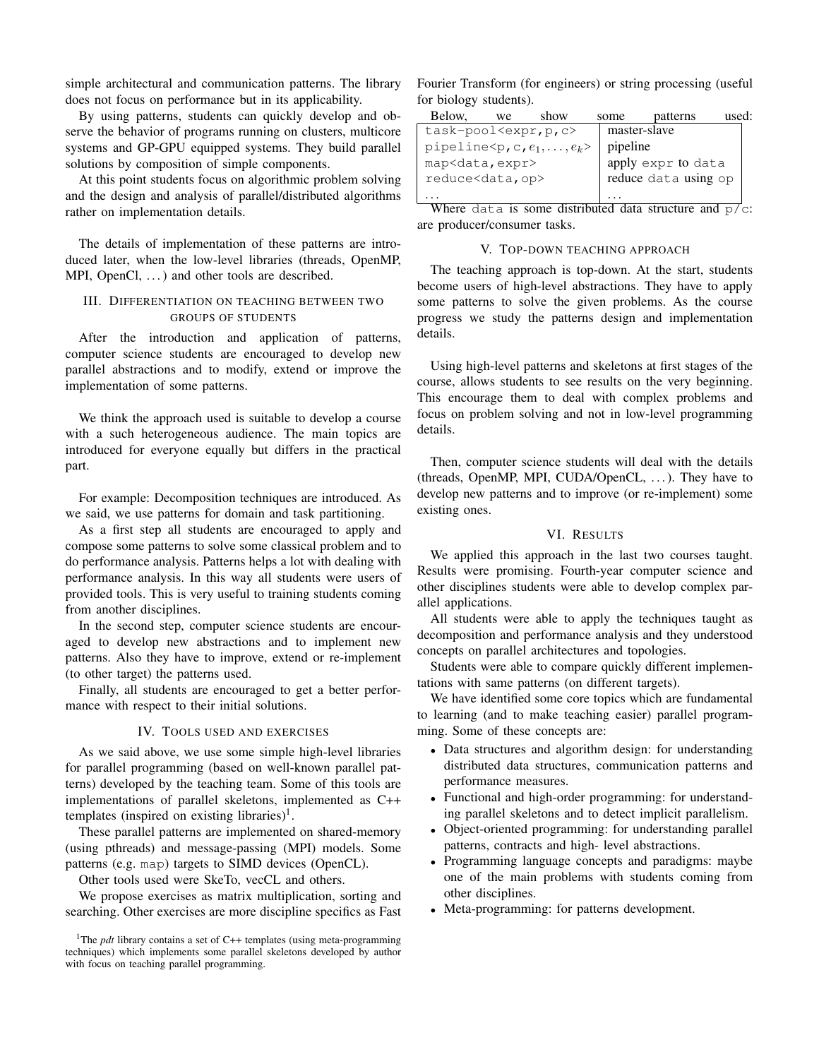simple architectural and communication patterns. The library does not focus on performance but in its applicability.

By using patterns, students can quickly develop and observe the behavior of programs running on clusters, multicore systems and GP-GPU equipped systems. They build parallel solutions by composition of simple components.

At this point students focus on algorithmic problem solving and the design and analysis of parallel/distributed algorithms rather on implementation details.

The details of implementation of these patterns are introduced later, when the low-level libraries (threads, OpenMP, MPI, OpenCl, . . . ) and other tools are described.

## III. Differentiation on teaching between two groups of students

After the introduction and application of patterns, computer science students are encouraged to develop new parallel abstractions and to modify, extend or improve the implementation of some patterns.

We think the approach used is suitable to develop a course with a such heterogeneous audience. The main topics are introduced for everyone equally but differs in the practical part.

For example: Decomposition techniques are introduced. As we said, we use patterns for domain and task partitioning.

As a first step all students are encouraged to apply and compose some patterns to solve some classical problem and to do performance analysis. Patterns helps a lot with dealing with performance analysis. In this way all students were users of provided tools. This is very useful to training students coming from another disciplines.

In the second step, computer science students are encouraged to develop new abstractions and to implement new patterns. Also they have to improve, extend or re-implement (to other target) the patterns used.

Finally, all students are encouraged to get a better performance with respect to their initial solutions.

## IV. Tools used and exercises

As we said above, we use some simple high-level libraries for parallel programming (based on well-known parallel patterns) developed by the teaching team. Some of this tools are implementations of parallel skeletons, implemented as C++ templates (inspired on existing libraries)[1].

These parallel patterns are implemented on shared-memory (using pthreads) and message-passing (MPI) models. Some patterns (e.g. `map`) targets to SIMD devices (OpenCL).

Other tools used were SkeTo, vecCL and others.

We propose exercises as matrix multiplication, sorting and searching. Other exercises are more discipline specifics as Fast Fourier Transform (for engineers) or string processing (useful for biology students).

Below, we show some patterns used:

| | |
|---|---|
| `task-pool<expr,p,c>` | master-slave |
| `pipeline<p,c,`$e_1,\ldots,e_k$`>` | pipeline |
| `map<data,expr>` | apply `expr` to `data` |
| `reduce<data,op>` | reduce `data` using `op` |
| ... | ... |

Where `data` is some distributed data structure and `p/c`: are producer/consumer tasks.

## V. Top-down teaching approach

The teaching approach is top-down. At the start, students become users of high-level abstractions. They have to apply some patterns to solve the given problems. As the course progress we study the patterns design and implementation details.

Using high-level patterns and skeletons at first stages of the course, allows students to see results on the very beginning. This encourage them to deal with complex problems and focus on problem solving and not in low-level programming details.

Then, computer science students will deal with the details (threads, OpenMP, MPI, CUDA/OpenCL, . . . ). They have to develop new patterns and to improve (or re-implement) some existing ones.

## VI. Results

We applied this approach in the last two courses taught. Results were promising. Fourth-year computer science and other disciplines students were able to develop complex parallel applications.

All students were able to apply the techniques taught as decomposition and performance analysis and they understood concepts on parallel architectures and topologies.

Students were able to compare quickly different implementations with same patterns (on different targets).

We have identified some core topics which are fundamental to learning (and to make teaching easier) parallel programming. Some of these concepts are:

- Data structures and algorithm design: for understanding distributed data structures, communication patterns and performance measures.
- Functional and high-order programming: for understanding parallel skeletons and to detect implicit parallelism.
- Object-oriented programming: for understanding parallel patterns, contracts and high- level abstractions.
- Programming language concepts and paradigms: maybe one of the main problems with students coming from other disciplines.
- Meta-programming: for patterns development.

[1] The *pdt* library contains a set of C++ templates (using meta-programming techniques) which implements some parallel skeletons developed by author with focus on teaching parallel programming.